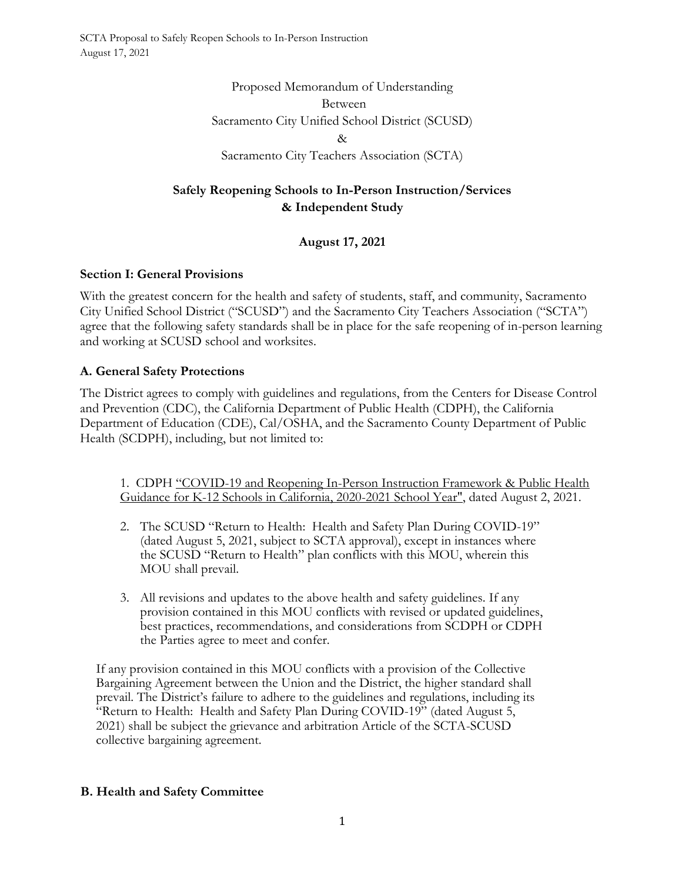Proposed Memorandum of Understanding
Between
Sacramento City Unified School District (SCUSD)
&
Sacramento City Teachers Association (SCTA)

## Safely Reopening Schools to In-Person Instruction/Services & Independent Study

**August 17, 2021**

### Section I: General Provisions

With the greatest concern for the health and safety of students, staff, and community, Sacramento City Unified School District ("SCUSD") and the Sacramento City Teachers Association ("SCTA") agree that the following safety standards shall be in place for the safe reopening of in-person learning and working at SCUSD school and worksites.

### A. General Safety Protections

The District agrees to comply with guidelines and regulations, from the Centers for Disease Control and Prevention (CDC), the California Department of Public Health (CDPH), the California Department of Education (CDE), Cal/OSHA, and the Sacramento County Department of Public Health (SCDPH), including, but not limited to:

1. CDPH "COVID-19 and Reopening In-Person Instruction Framework & Public Health Guidance for K-12 Schools in California, 2020-2021 School Year", dated August 2, 2021.
2. The SCUSD "Return to Health: Health and Safety Plan During COVID-19" (dated August 5, 2021, subject to SCTA approval), except in instances where the SCUSD "Return to Health" plan conflicts with this MOU, wherein this MOU shall prevail.
3. All revisions and updates to the above health and safety guidelines. If any provision contained in this MOU conflicts with revised or updated guidelines, best practices, recommendations, and considerations from SCDPH or CDPH the Parties agree to meet and confer.

If any provision contained in this MOU conflicts with a provision of the Collective Bargaining Agreement between the Union and the District, the higher standard shall prevail. The District's failure to adhere to the guidelines and regulations, including its "Return to Health: Health and Safety Plan During COVID-19" (dated August 5, 2021) shall be subject the grievance and arbitration Article of the SCTA-SCUSD collective bargaining agreement.

### B. Health and Safety Committee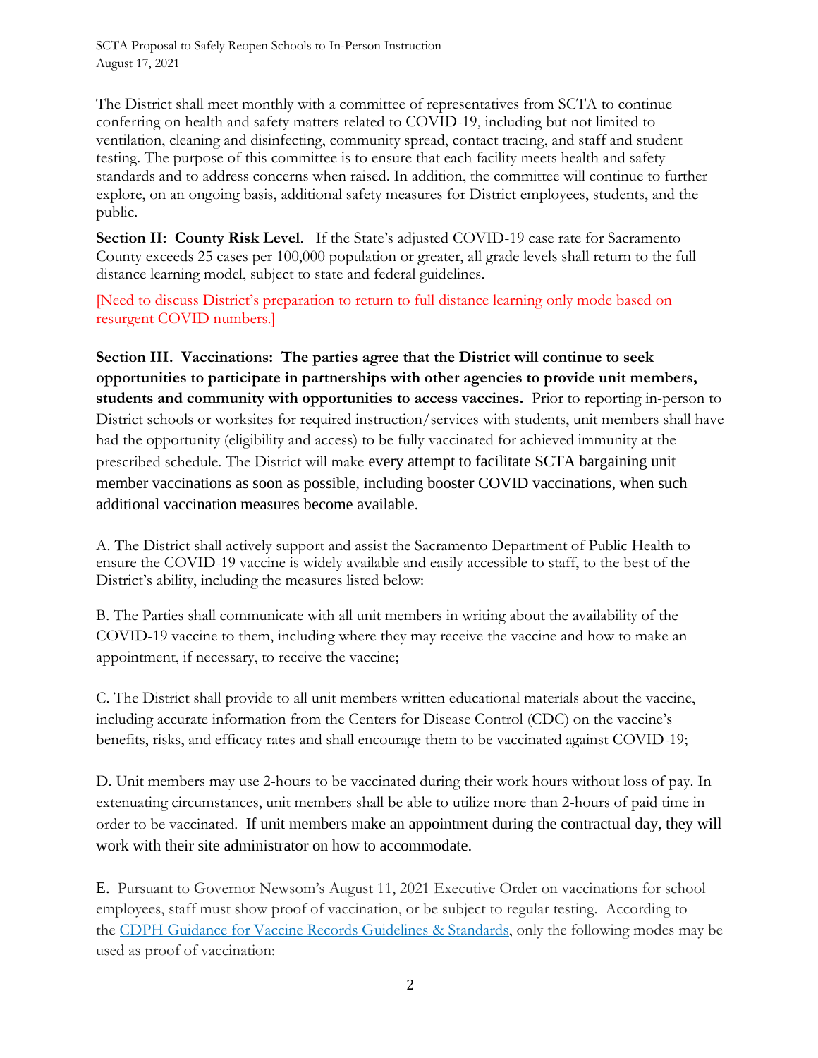The District shall meet monthly with a committee of representatives from SCTA to continue conferring on health and safety matters related to COVID-19, including but not limited to ventilation, cleaning and disinfecting, community spread, contact tracing, and staff and student testing. The purpose of this committee is to ensure that each facility meets health and safety standards and to address concerns when raised. In addition, the committee will continue to further explore, on an ongoing basis, additional safety measures for District employees, students, and the public.

**Section II: County Risk Level**. If the State's adjusted COVID-19 case rate for Sacramento County exceeds 25 cases per 100,000 population or greater, all grade levels shall return to the full distance learning model, subject to state and federal guidelines.

[Need to discuss District's preparation to return to full distance learning only mode based on resurgent COVID numbers.]

**Section III. Vaccinations: The parties agree that the District will continue to seek opportunities to participate in partnerships with other agencies to provide unit members, students and community with opportunities to access vaccines.** Prior to reporting in-person to District schools or worksites for required instruction/services with students, unit members shall have had the opportunity (eligibility and access) to be fully vaccinated for achieved immunity at the prescribed schedule. The District will make every attempt to facilitate SCTA bargaining unit member vaccinations as soon as possible, including booster COVID vaccinations, when such additional vaccination measures become available.

A. The District shall actively support and assist the Sacramento Department of Public Health to ensure the COVID-19 vaccine is widely available and easily accessible to staff, to the best of the District's ability, including the measures listed below:

B. The Parties shall communicate with all unit members in writing about the availability of the COVID-19 vaccine to them, including where they may receive the vaccine and how to make an appointment, if necessary, to receive the vaccine;

C. The District shall provide to all unit members written educational materials about the vaccine, including accurate information from the Centers for Disease Control (CDC) on the vaccine's benefits, risks, and efficacy rates and shall encourage them to be vaccinated against COVID-19;

D. Unit members may use 2-hours to be vaccinated during their work hours without loss of pay. In extenuating circumstances, unit members shall be able to utilize more than 2-hours of paid time in order to be vaccinated. If unit members make an appointment during the contractual day, they will work with their site administrator on how to accommodate.

E. Pursuant to Governor Newsom's August 11, 2021 Executive Order on vaccinations for school employees, staff must show proof of vaccination, or be subject to regular testing. According to the [CDPH Guidance for Vaccine Records Guidelines & Standards](), only the following modes may be used as proof of vaccination: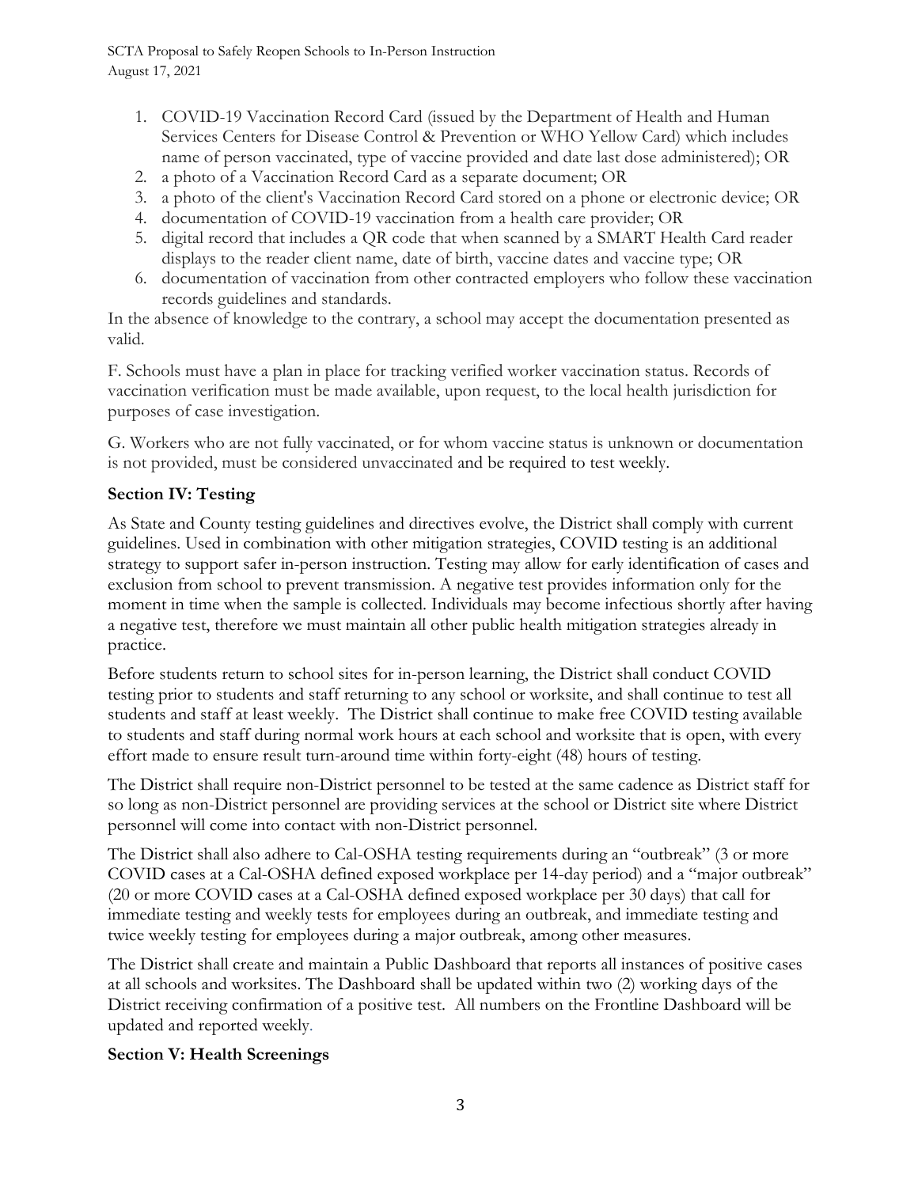1. COVID-19 Vaccination Record Card (issued by the Department of Health and Human Services Centers for Disease Control & Prevention or WHO Yellow Card) which includes name of person vaccinated, type of vaccine provided and date last dose administered); OR
2. a photo of a Vaccination Record Card as a separate document; OR
3. a photo of the client's Vaccination Record Card stored on a phone or electronic device; OR
4. documentation of COVID-19 vaccination from a health care provider; OR
5. digital record that includes a QR code that when scanned by a SMART Health Card reader displays to the reader client name, date of birth, vaccine dates and vaccine type; OR
6. documentation of vaccination from other contracted employers who follow these vaccination records guidelines and standards.

In the absence of knowledge to the contrary, a school may accept the documentation presented as valid.

F. Schools must have a plan in place for tracking verified worker vaccination status. Records of vaccination verification must be made available, upon request, to the local health jurisdiction for purposes of case investigation.

G. Workers who are not fully vaccinated, or for whom vaccine status is unknown or documentation is not provided, must be considered unvaccinated and be required to test weekly.

**Section IV: Testing**

As State and County testing guidelines and directives evolve, the District shall comply with current guidelines. Used in combination with other mitigation strategies, COVID testing is an additional strategy to support safer in-person instruction. Testing may allow for early identification of cases and exclusion from school to prevent transmission. A negative test provides information only for the moment in time when the sample is collected. Individuals may become infectious shortly after having a negative test, therefore we must maintain all other public health mitigation strategies already in practice.

Before students return to school sites for in-person learning, the District shall conduct COVID testing prior to students and staff returning to any school or worksite, and shall continue to test all students and staff at least weekly. The District shall continue to make free COVID testing available to students and staff during normal work hours at each school and worksite that is open, with every effort made to ensure result turn-around time within forty-eight (48) hours of testing.

The District shall require non-District personnel to be tested at the same cadence as District staff for so long as non-District personnel are providing services at the school or District site where District personnel will come into contact with non-District personnel.

The District shall also adhere to Cal-OSHA testing requirements during an "outbreak" (3 or more COVID cases at a Cal-OSHA defined exposed workplace per 14-day period) and a "major outbreak" (20 or more COVID cases at a Cal-OSHA defined exposed workplace per 30 days) that call for immediate testing and weekly tests for employees during an outbreak, and immediate testing and twice weekly testing for employees during a major outbreak, among other measures.

The District shall create and maintain a Public Dashboard that reports all instances of positive cases at all schools and worksites. The Dashboard shall be updated within two (2) working days of the District receiving confirmation of a positive test. All numbers on the Frontline Dashboard will be updated and reported weekly.

**Section V: Health Screenings**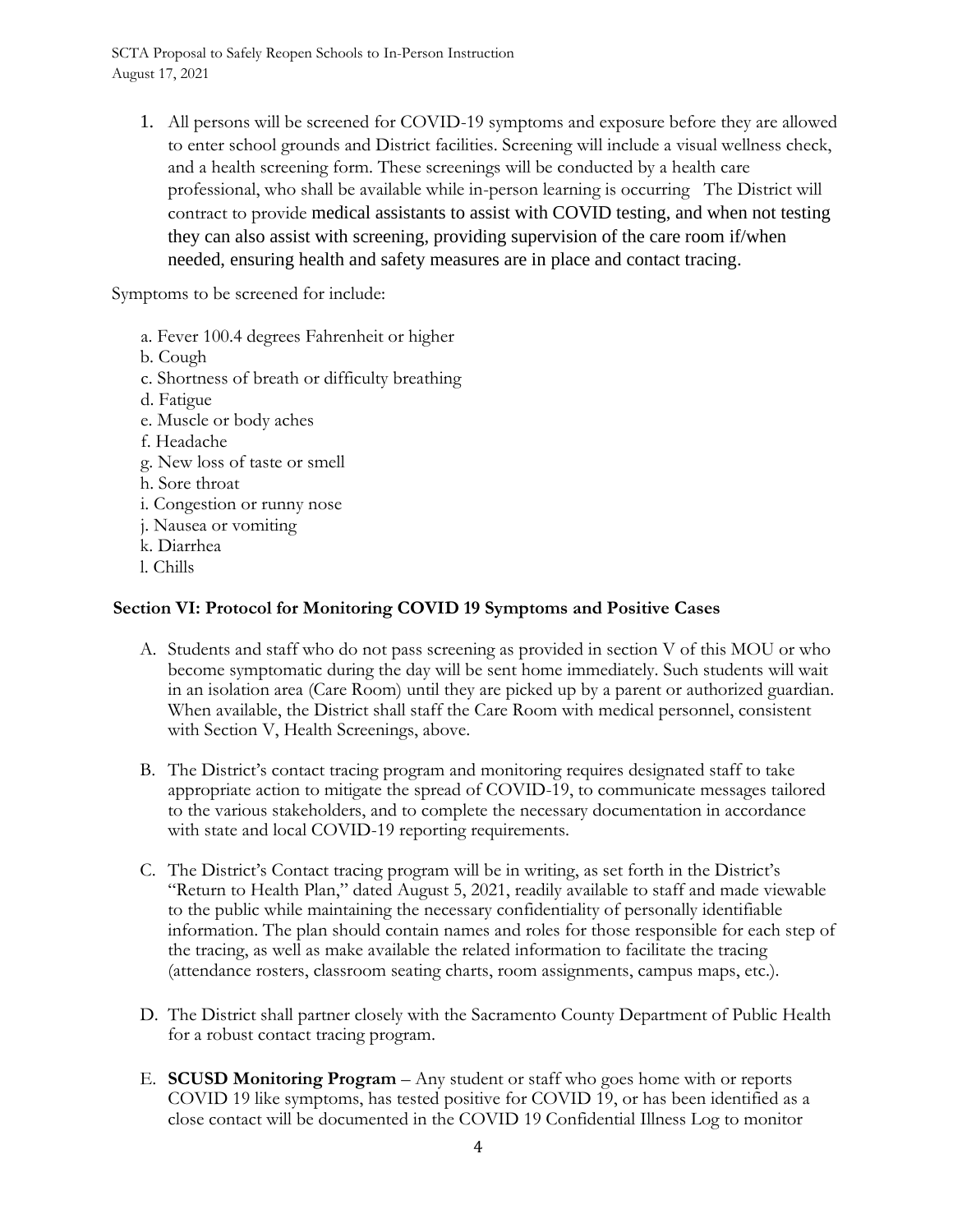1. All persons will be screened for COVID-19 symptoms and exposure before they are allowed to enter school grounds and District facilities. Screening will include a visual wellness check, and a health screening form. These screenings will be conducted by a health care professional, who shall be available while in-person learning is occurring The District will contract to provide medical assistants to assist with COVID testing, and when not testing they can also assist with screening, providing supervision of the care room if/when needed, ensuring health and safety measures are in place and contact tracing.

Symptoms to be screened for include:

a. Fever 100.4 degrees Fahrenheit or higher
b. Cough
c. Shortness of breath or difficulty breathing
d. Fatigue
e. Muscle or body aches
f. Headache
g. New loss of taste or smell
h. Sore throat
i. Congestion or runny nose
j. Nausea or vomiting
k. Diarrhea
l. Chills

## Section VI: Protocol for Monitoring COVID 19 Symptoms and Positive Cases

A. Students and staff who do not pass screening as provided in section V of this MOU or who become symptomatic during the day will be sent home immediately. Such students will wait in an isolation area (Care Room) until they are picked up by a parent or authorized guardian. When available, the District shall staff the Care Room with medical personnel, consistent with Section V, Health Screenings, above.

B. The District's contact tracing program and monitoring requires designated staff to take appropriate action to mitigate the spread of COVID-19, to communicate messages tailored to the various stakeholders, and to complete the necessary documentation in accordance with state and local COVID-19 reporting requirements.

C. The District's Contact tracing program will be in writing, as set forth in the District's "Return to Health Plan," dated August 5, 2021, readily available to staff and made viewable to the public while maintaining the necessary confidentiality of personally identifiable information. The plan should contain names and roles for those responsible for each step of the tracing, as well as make available the related information to facilitate the tracing (attendance rosters, classroom seating charts, room assignments, campus maps, etc.).

D. The District shall partner closely with the Sacramento County Department of Public Health for a robust contact tracing program.

E. **SCUSD Monitoring Program** – Any student or staff who goes home with or reports COVID 19 like symptoms, has tested positive for COVID 19, or has been identified as a close contact will be documented in the COVID 19 Confidential Illness Log to monitor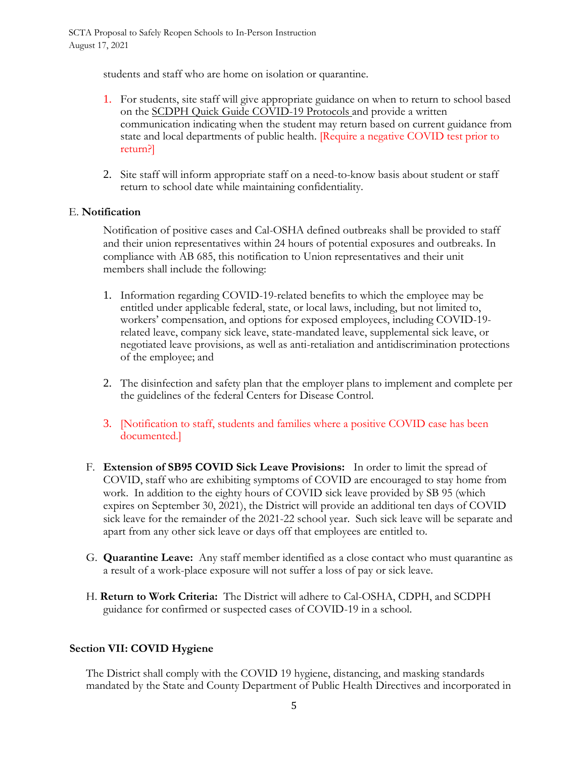students and staff who are home on isolation or quarantine.

1. For students, site staff will give appropriate guidance on when to return to school based on the SCDPH Quick Guide COVID-19 Protocols and provide a written communication indicating when the student may return based on current guidance from state and local departments of public health. [Require a negative COVID test prior to return?]

2. Site staff will inform appropriate staff on a need-to-know basis about student or staff return to school date while maintaining confidentiality.

E. **Notification**

Notification of positive cases and Cal-OSHA defined outbreaks shall be provided to staff and their union representatives within 24 hours of potential exposures and outbreaks. In compliance with AB 685, this notification to Union representatives and their unit members shall include the following:

1. Information regarding COVID-19-related benefits to which the employee may be entitled under applicable federal, state, or local laws, including, but not limited to, workers' compensation, and options for exposed employees, including COVID-19-related leave, company sick leave, state-mandated leave, supplemental sick leave, or negotiated leave provisions, as well as anti-retaliation and antidiscrimination protections of the employee; and

2. The disinfection and safety plan that the employer plans to implement and complete per the guidelines of the federal Centers for Disease Control.

3. [Notification to staff, students and families where a positive COVID case has been documented.]

F. **Extension of SB95 COVID Sick Leave Provisions:** In order to limit the spread of COVID, staff who are exhibiting symptoms of COVID are encouraged to stay home from work. In addition to the eighty hours of COVID sick leave provided by SB 95 (which expires on September 30, 2021), the District will provide an additional ten days of COVID sick leave for the remainder of the 2021-22 school year. Such sick leave will be separate and apart from any other sick leave or days off that employees are entitled to.

G. **Quarantine Leave:** Any staff member identified as a close contact who must quarantine as a result of a work-place exposure will not suffer a loss of pay or sick leave.

H. **Return to Work Criteria:** The District will adhere to Cal-OSHA, CDPH, and SCDPH guidance for confirmed or suspected cases of COVID-19 in a school.

## Section VII: COVID Hygiene

The District shall comply with the COVID 19 hygiene, distancing, and masking standards mandated by the State and County Department of Public Health Directives and incorporated in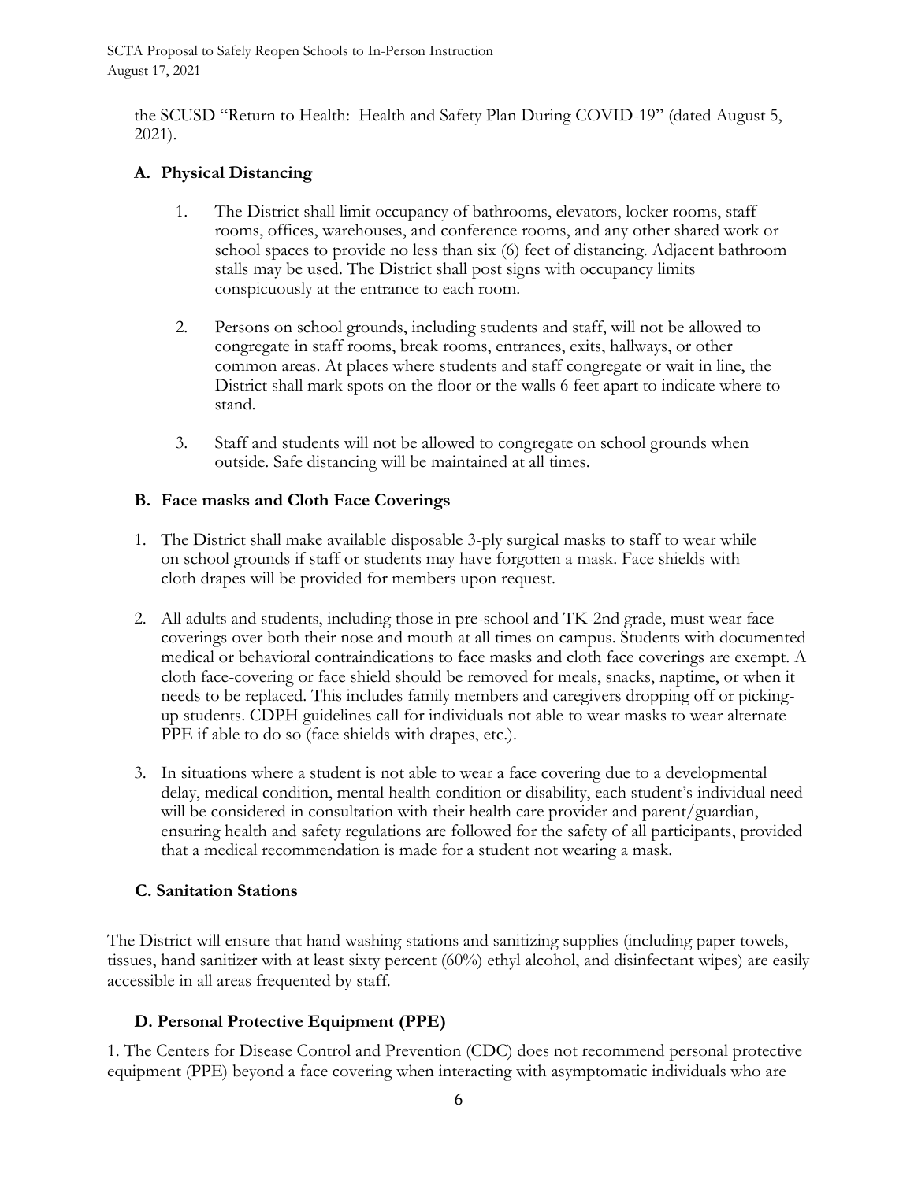the SCUSD "Return to Health: Health and Safety Plan During COVID-19" (dated August 5, 2021).

### A. Physical Distancing

1. The District shall limit occupancy of bathrooms, elevators, locker rooms, staff rooms, offices, warehouses, and conference rooms, and any other shared work or school spaces to provide no less than six (6) feet of distancing. Adjacent bathroom stalls may be used. The District shall post signs with occupancy limits conspicuously at the entrance to each room.

2. Persons on school grounds, including students and staff, will not be allowed to congregate in staff rooms, break rooms, entrances, exits, hallways, or other common areas. At places where students and staff congregate or wait in line, the District shall mark spots on the floor or the walls 6 feet apart to indicate where to stand.

3. Staff and students will not be allowed to congregate on school grounds when outside. Safe distancing will be maintained at all times.

### B. Face masks and Cloth Face Coverings

1. The District shall make available disposable 3-ply surgical masks to staff to wear while on school grounds if staff or students may have forgotten a mask. Face shields with cloth drapes will be provided for members upon request.

2. All adults and students, including those in pre-school and TK-2nd grade, must wear face coverings over both their nose and mouth at all times on campus. Students with documented medical or behavioral contraindications to face masks and cloth face coverings are exempt. A cloth face-covering or face shield should be removed for meals, snacks, naptime, or when it needs to be replaced. This includes family members and caregivers dropping off or picking-up students. CDPH guidelines call for individuals not able to wear masks to wear alternate PPE if able to do so (face shields with drapes, etc.).

3. In situations where a student is not able to wear a face covering due to a developmental delay, medical condition, mental health condition or disability, each student's individual need will be considered in consultation with their health care provider and parent/guardian, ensuring health and safety regulations are followed for the safety of all participants, provided that a medical recommendation is made for a student not wearing a mask.

### C. Sanitation Stations

The District will ensure that hand washing stations and sanitizing supplies (including paper towels, tissues, hand sanitizer with at least sixty percent (60%) ethyl alcohol, and disinfectant wipes) are easily accessible in all areas frequented by staff.

### D. Personal Protective Equipment (PPE)

1. The Centers for Disease Control and Prevention (CDC) does not recommend personal protective equipment (PPE) beyond a face covering when interacting with asymptomatic individuals who are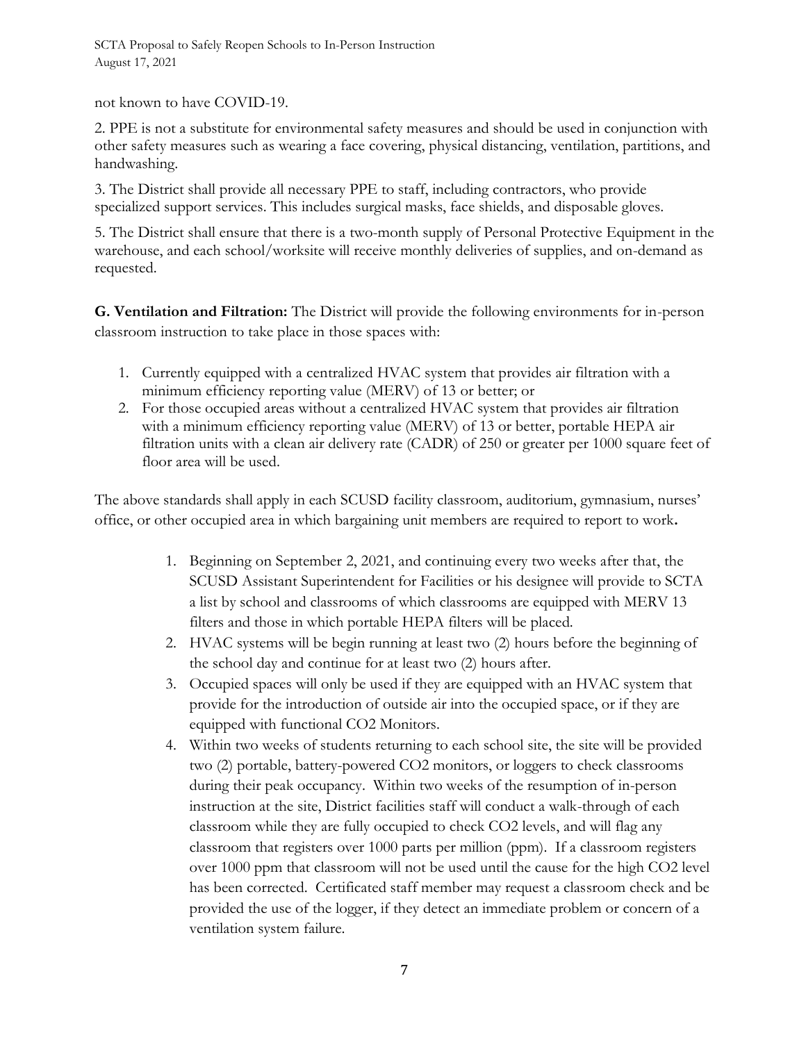not known to have COVID-19.

2. PPE is not a substitute for environmental safety measures and should be used in conjunction with other safety measures such as wearing a face covering, physical distancing, ventilation, partitions, and handwashing.

3. The District shall provide all necessary PPE to staff, including contractors, who provide specialized support services. This includes surgical masks, face shields, and disposable gloves.

5. The District shall ensure that there is a two-month supply of Personal Protective Equipment in the warehouse, and each school/worksite will receive monthly deliveries of supplies, and on-demand as requested.

**G. Ventilation and Filtration:** The District will provide the following environments for in-person classroom instruction to take place in those spaces with:

1. Currently equipped with a centralized HVAC system that provides air filtration with a minimum efficiency reporting value (MERV) of 13 or better; or
2. For those occupied areas without a centralized HVAC system that provides air filtration with a minimum efficiency reporting value (MERV) of 13 or better, portable HEPA air filtration units with a clean air delivery rate (CADR) of 250 or greater per 1000 square feet of floor area will be used.

The above standards shall apply in each SCUSD facility classroom, auditorium, gymnasium, nurses' office, or other occupied area in which bargaining unit members are required to report to work**.**

1. Beginning on September 2, 2021, and continuing every two weeks after that, the SCUSD Assistant Superintendent for Facilities or his designee will provide to SCTA a list by school and classrooms of which classrooms are equipped with MERV 13 filters and those in which portable HEPA filters will be placed.
2. HVAC systems will be begin running at least two (2) hours before the beginning of the school day and continue for at least two (2) hours after.
3. Occupied spaces will only be used if they are equipped with an HVAC system that provide for the introduction of outside air into the occupied space, or if they are equipped with functional $CO_2$ Monitors.
4. Within two weeks of students returning to each school site, the site will be provided two (2) portable, battery-powered $CO_2$ monitors, or loggers to check classrooms during their peak occupancy. Within two weeks of the resumption of in-person instruction at the site, District facilities staff will conduct a walk-through of each classroom while they are fully occupied to check $CO_2$ levels, and will flag any classroom that registers over 1000 parts per million (ppm). If a classroom registers over 1000 ppm that classroom will not be used until the cause for the high $CO_2$ level has been corrected. Certificated staff member may request a classroom check and be provided the use of the logger, if they detect an immediate problem or concern of a ventilation system failure.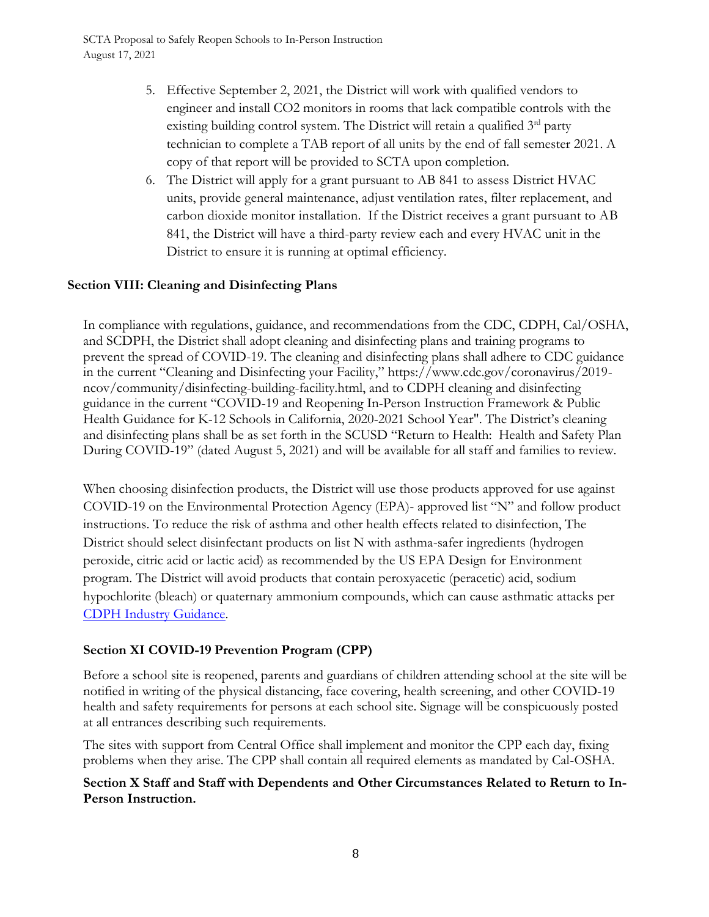5. Effective September 2, 2021, the District will work with qualified vendors to engineer and install $CO_2$ monitors in rooms that lack compatible controls with the existing building control system. The District will retain a qualified 3rd party technician to complete a TAB report of all units by the end of fall semester 2021. A copy of that report will be provided to SCTA upon completion.
6. The District will apply for a grant pursuant to AB 841 to assess District HVAC units, provide general maintenance, adjust ventilation rates, filter replacement, and carbon dioxide monitor installation. If the District receives a grant pursuant to AB 841, the District will have a third-party review each and every HVAC unit in the District to ensure it is running at optimal efficiency.

### Section VIII: Cleaning and Disinfecting Plans

In compliance with regulations, guidance, and recommendations from the CDC, CDPH, Cal/OSHA, and SCDPH, the District shall adopt cleaning and disinfecting plans and training programs to prevent the spread of COVID-19. The cleaning and disinfecting plans shall adhere to CDC guidance in the current "Cleaning and Disinfecting your Facility," https://www.cdc.gov/coronavirus/2019-ncov/community/disinfecting-building-facility.html, and to CDPH cleaning and disinfecting guidance in the current "COVID-19 and Reopening In-Person Instruction Framework & Public Health Guidance for K-12 Schools in California, 2020-2021 School Year". The District's cleaning and disinfecting plans shall be as set forth in the SCUSD "Return to Health: Health and Safety Plan During COVID-19" (dated August 5, 2021) and will be available for all staff and families to review.

When choosing disinfection products, the District will use those products approved for use against COVID-19 on the Environmental Protection Agency (EPA)- approved list "N" and follow product instructions. To reduce the risk of asthma and other health effects related to disinfection, The District should select disinfectant products on list N with asthma-safer ingredients (hydrogen peroxide, citric acid or lactic acid) as recommended by the US EPA Design for Environment program. The District will avoid products that contain peroxyacetic (peracetic) acid, sodium hypochlorite (bleach) or quaternary ammonium compounds, which can cause asthmatic attacks per CDPH Industry Guidance.

### Section XI COVID-19 Prevention Program (CPP)

Before a school site is reopened, parents and guardians of children attending school at the site will be notified in writing of the physical distancing, face covering, health screening, and other COVID-19 health and safety requirements for persons at each school site. Signage will be conspicuously posted at all entrances describing such requirements.

The sites with support from Central Office shall implement and monitor the CPP each day, fixing problems when they arise. The CPP shall contain all required elements as mandated by Cal-OSHA.

### Section X Staff and Staff with Dependents and Other Circumstances Related to Return to In-Person Instruction.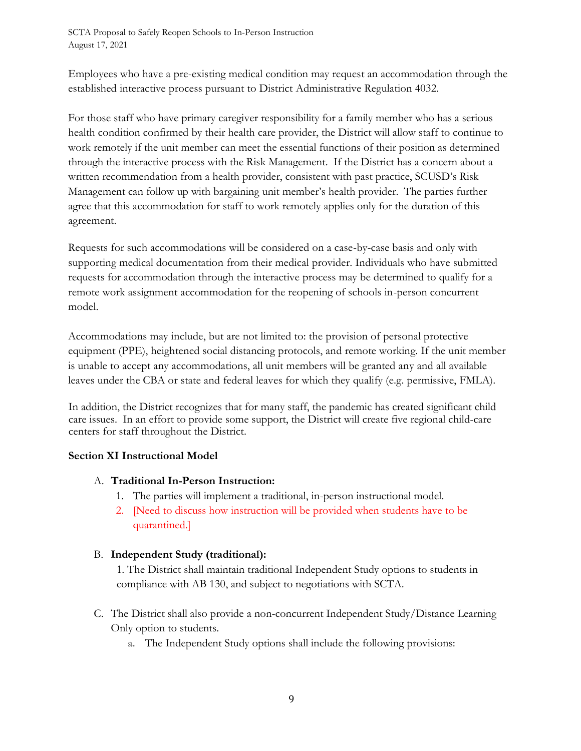Employees who have a pre-existing medical condition may request an accommodation through the established interactive process pursuant to District Administrative Regulation 4032.

For those staff who have primary caregiver responsibility for a family member who has a serious health condition confirmed by their health care provider, the District will allow staff to continue to work remotely if the unit member can meet the essential functions of their position as determined through the interactive process with the Risk Management. If the District has a concern about a written recommendation from a health provider, consistent with past practice, SCUSD's Risk Management can follow up with bargaining unit member's health provider. The parties further agree that this accommodation for staff to work remotely applies only for the duration of this agreement.

Requests for such accommodations will be considered on a case-by-case basis and only with supporting medical documentation from their medical provider. Individuals who have submitted requests for accommodation through the interactive process may be determined to qualify for a remote work assignment accommodation for the reopening of schools in-person concurrent model.

Accommodations may include, but are not limited to: the provision of personal protective equipment (PPE), heightened social distancing protocols, and remote working. If the unit member is unable to accept any accommodations, all unit members will be granted any and all available leaves under the CBA or state and federal leaves for which they qualify (e.g. permissive, FMLA).

In addition, the District recognizes that for many staff, the pandemic has created significant child care issues. In an effort to provide some support, the District will create five regional child-care centers for staff throughout the District.

**Section XI Instructional Model**

A. **Traditional In-Person Instruction:**
   1. The parties will implement a traditional, in-person instructional model.
   2. [Need to discuss how instruction will be provided when students have to be quarantined.]

B. **Independent Study (traditional):**
   1. The District shall maintain traditional Independent Study options to students in compliance with AB 130, and subject to negotiations with SCTA.

C. The District shall also provide a non-concurrent Independent Study/Distance Learning Only option to students.
   a. The Independent Study options shall include the following provisions: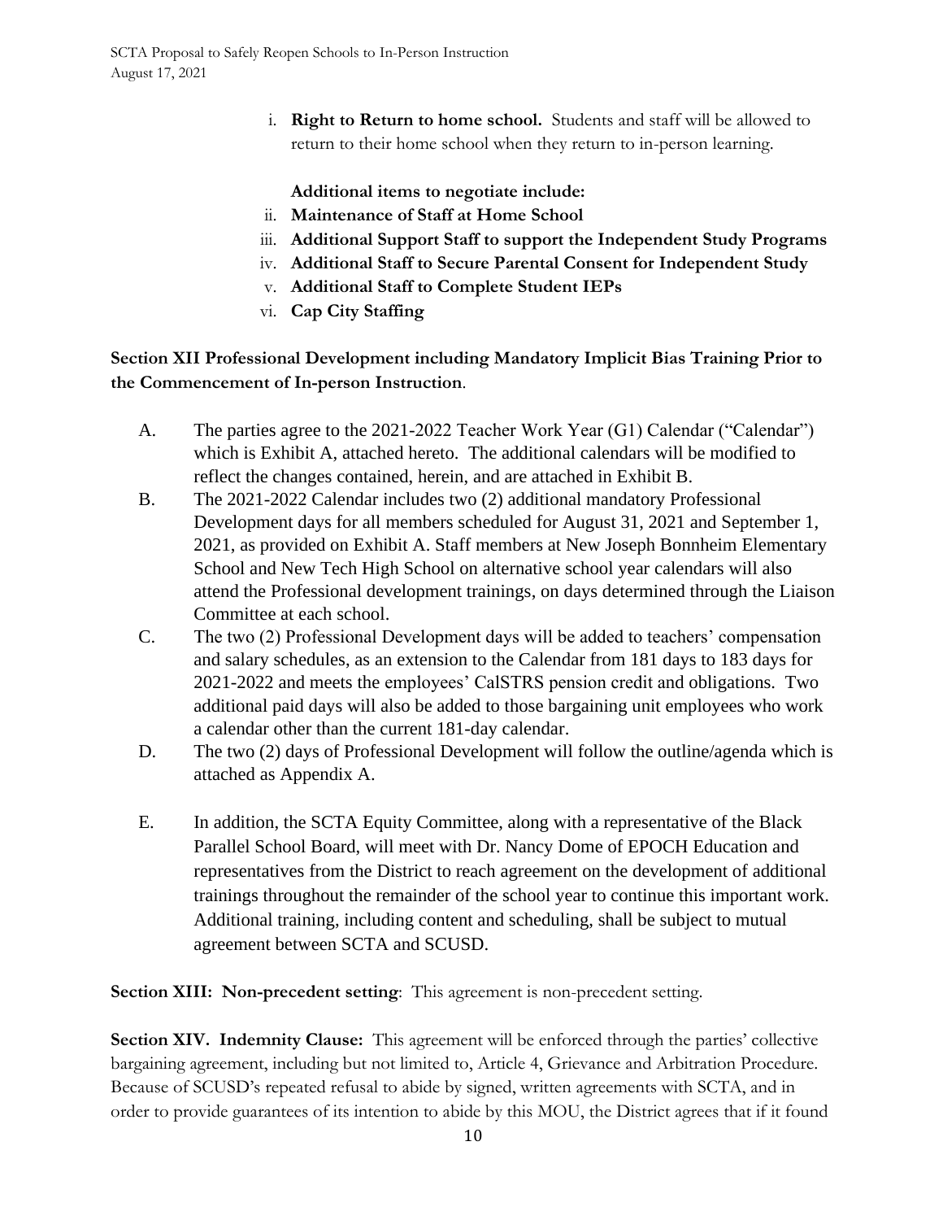i. **Right to Return to home school.** Students and staff will be allowed to return to their home school when they return to in-person learning.

**Additional items to negotiate include:**

ii. **Maintenance of Staff at Home School**
iii. **Additional Support Staff to support the Independent Study Programs**
iv. **Additional Staff to Secure Parental Consent for Independent Study**
v. **Additional Staff to Complete Student IEPs**
vi. **Cap City Staffing**

**Section XII Professional Development including Mandatory Implicit Bias Training Prior to the Commencement of In-person Instruction**.

A. The parties agree to the 2021-2022 Teacher Work Year (G1) Calendar ("Calendar") which is Exhibit A, attached hereto. The additional calendars will be modified to reflect the changes contained, herein, and are attached in Exhibit B.

B. The 2021-2022 Calendar includes two (2) additional mandatory Professional Development days for all members scheduled for August 31, 2021 and September 1, 2021, as provided on Exhibit A. Staff members at New Joseph Bonnheim Elementary School and New Tech High School on alternative school year calendars will also attend the Professional development trainings, on days determined through the Liaison Committee at each school.

C. The two (2) Professional Development days will be added to teachers' compensation and salary schedules, as an extension to the Calendar from 181 days to 183 days for 2021-2022 and meets the employees' CalSTRS pension credit and obligations. Two additional paid days will also be added to those bargaining unit employees who work a calendar other than the current 181-day calendar.

D. The two (2) days of Professional Development will follow the outline/agenda which is attached as Appendix A.

E. In addition, the SCTA Equity Committee, along with a representative of the Black Parallel School Board, will meet with Dr. Nancy Dome of EPOCH Education and representatives from the District to reach agreement on the development of additional trainings throughout the remainder of the school year to continue this important work. Additional training, including content and scheduling, shall be subject to mutual agreement between SCTA and SCUSD.

**Section XIII: Non-precedent setting**: This agreement is non-precedent setting.

**Section XIV. Indemnity Clause:** This agreement will be enforced through the parties' collective bargaining agreement, including but not limited to, Article 4, Grievance and Arbitration Procedure. Because of SCUSD's repeated refusal to abide by signed, written agreements with SCTA, and in order to provide guarantees of its intention to abide by this MOU, the District agrees that if it found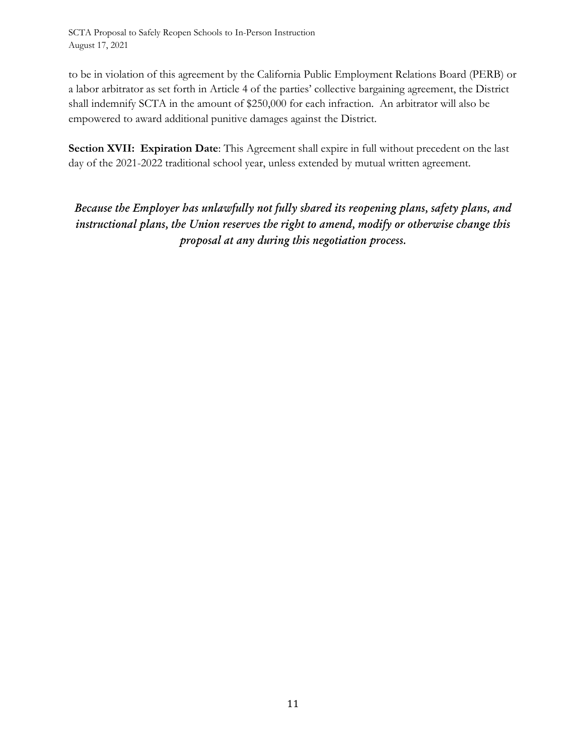to be in violation of this agreement by the California Public Employment Relations Board (PERB) or a labor arbitrator as set forth in Article 4 of the parties' collective bargaining agreement, the District shall indemnify SCTA in the amount of $250,000 for each infraction. An arbitrator will also be empowered to award additional punitive damages against the District.

**Section XVII: Expiration Date**: This Agreement shall expire in full without precedent on the last day of the 2021-2022 traditional school year, unless extended by mutual written agreement.

***Because the Employer has unlawfully not fully shared its reopening plans, safety plans, and instructional plans, the Union reserves the right to amend, modify or otherwise change this proposal at any during this negotiation process.***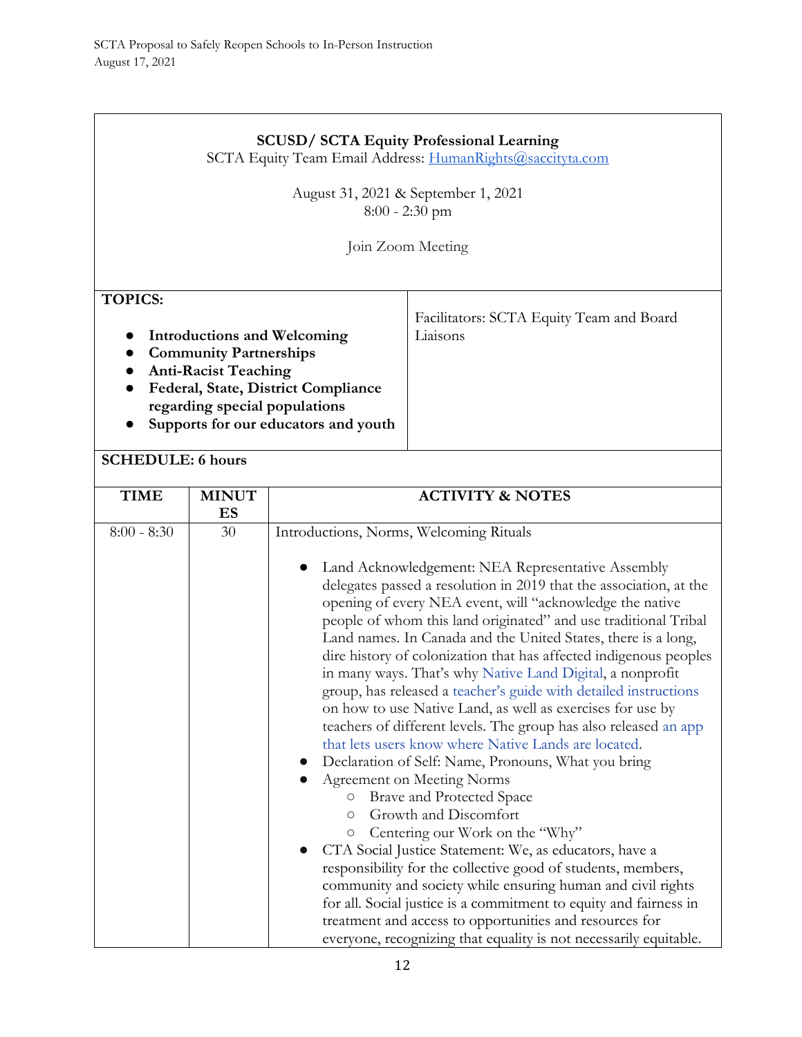**SCUSD/ SCTA Equity Professional Learning**

SCTA Equity Team Email Address: HumanRights@saccityta.com

August 31, 2021 & September 1, 2021

8:00 - 2:30 pm

Join Zoom Meeting

**TOPICS:**

- **Introductions and Welcoming**
- **Community Partnerships**
- **Anti-Racist Teaching**
- **Federal, State, District Compliance regarding special populations**
- **Supports for our educators and youth**

Facilitators: SCTA Equity Team and Board Liaisons

**SCHEDULE: 6 hours**

| TIME | MINUTES | ACTIVITY & NOTES |
|---|---|---|
| 8:00 - 8:30 | 30 | Introductions, Norms, Welcoming Rituals<br><br>• Land Acknowledgement: NEA Representative Assembly delegates passed a resolution in 2019 that the association, at the opening of every NEA event, will "acknowledge the native people of whom this land originated" and use traditional Tribal Land names. In Canada and the United States, there is a long, dire history of colonization that has affected indigenous peoples in many ways. That's why Native Land Digital, a nonprofit group, has released a teacher's guide with detailed instructions on how to use Native Land, as well as exercises for use by teachers of different levels. The group has also released an app that lets users know where Native Lands are located.<br>• Declaration of Self: Name, Pronouns, What you bring<br>• Agreement on Meeting Norms<br>  ○ Brave and Protected Space<br>  ○ Growth and Discomfort<br>  ○ Centering our Work on the "Why"<br>• CTA Social Justice Statement: We, as educators, have a responsibility for the collective good of students, members, community and society while ensuring human and civil rights for all. Social justice is a commitment to equity and fairness in treatment and access to opportunities and resources for everyone, recognizing that equality is not necessarily equitable. |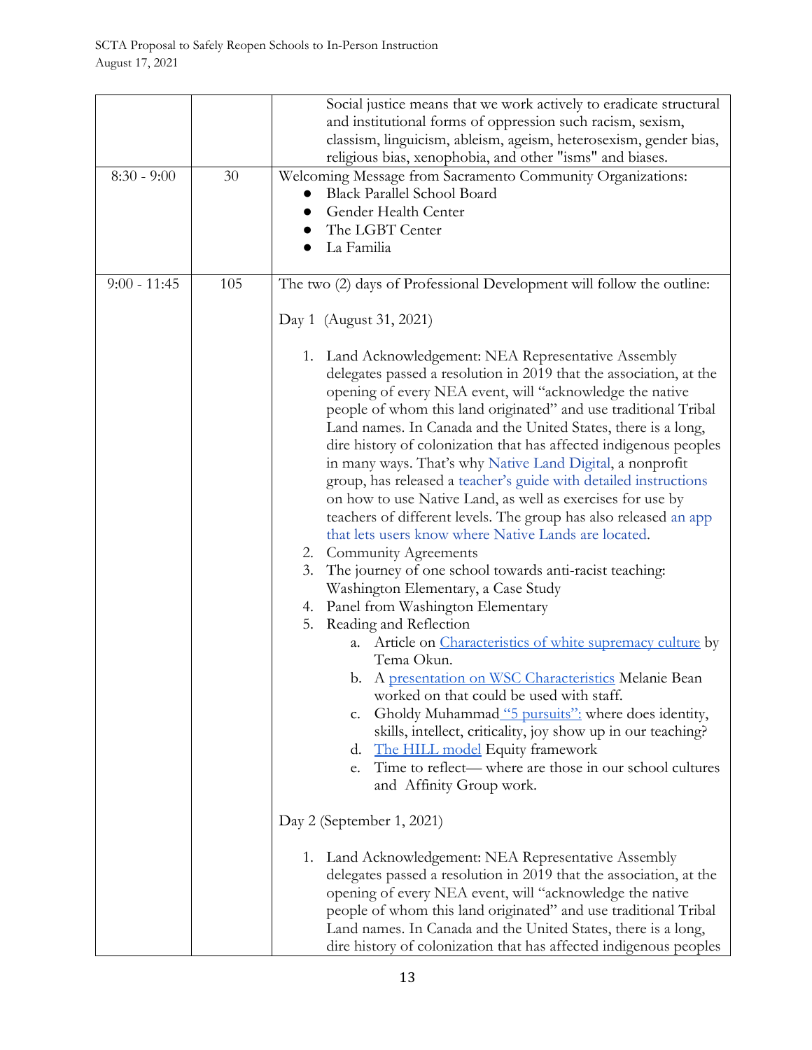| | | Social justice means that we work actively to eradicate structural and institutional forms of oppression such racism, sexism, classism, linguicism, ableism, ageism, heterosexism, gender bias, religious bias, xenophobia, and other "isms" and biases. |
|---|---|---|
| 8:30 - 9:00 | 30 | Welcoming Message from Sacramento Community Organizations:<br>● Black Parallel School Board<br>● Gender Health Center<br>● The LGBT Center<br>● La Familia |
| 9:00 - 11:45 | 105 | The two (2) days of Professional Development will follow the outline:<br><br>Day 1 (August 31, 2021)<br><br>1. Land Acknowledgement: NEA Representative Assembly delegates passed a resolution in 2019 that the association, at the opening of every NEA event, will "acknowledge the native people of whom this land originated" and use traditional Tribal Land names. In Canada and the United States, there is a long, dire history of colonization that has affected indigenous peoples in many ways. That's why Native Land Digital, a nonprofit group, has released a teacher's guide with detailed instructions on how to use Native Land, as well as exercises for use by teachers of different levels. The group has also released an app that lets users know where Native Lands are located.<br>2. Community Agreements<br>3. The journey of one school towards anti-racist teaching: Washington Elementary, a Case Study<br>4. Panel from Washington Elementary<br>5. Reading and Reflection<br>  a. Article on Characteristics of white supremacy culture by Tema Okun.<br>  b. A presentation on WSC Characteristics Melanie Bean worked on that could be used with staff.<br>  c. Gholdy Muhammad "5 pursuits": where does identity, skills, intellect, criticality, joy show up in our teaching?<br>  d. The HILL model Equity framework<br>  e. Time to reflect— where are those in our school cultures and Affinity Group work.<br><br>Day 2 (September 1, 2021)<br><br>1. Land Acknowledgement: NEA Representative Assembly delegates passed a resolution in 2019 that the association, at the opening of every NEA event, will "acknowledge the native people of whom this land originated" and use traditional Tribal Land names. In Canada and the United States, there is a long, dire history of colonization that has affected indigenous peoples |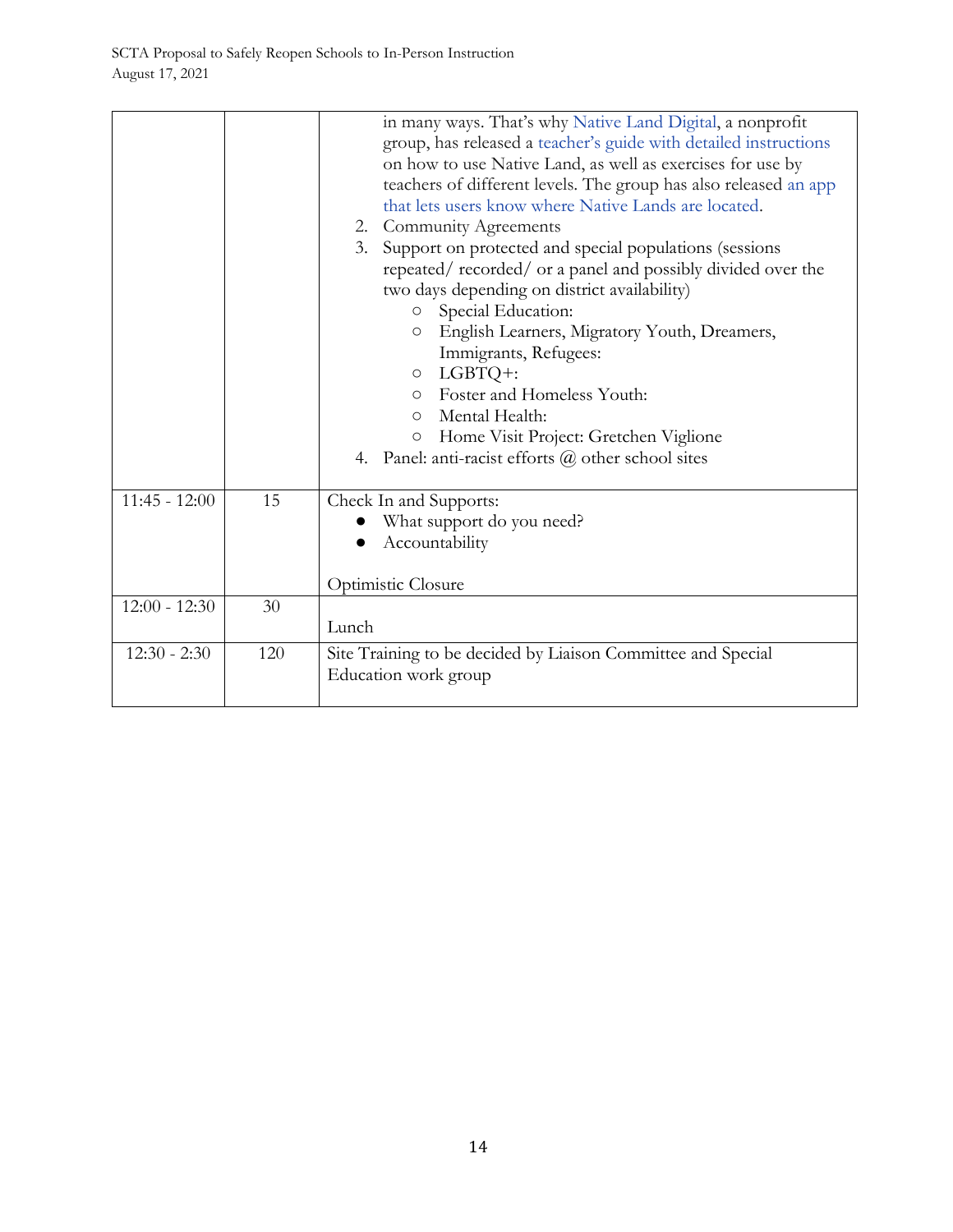| | | |
|---|---|---|
| | | in many ways. That's why Native Land Digital, a nonprofit group, has released a teacher's guide with detailed instructions on how to use Native Land, as well as exercises for use by teachers of different levels. The group has also released an app that lets users know where Native Lands are located.<br>2. Community Agreements<br>3. Support on protected and special populations (sessions repeated/ recorded/ or a panel and possibly divided over the two days depending on district availability)<br>○ Special Education:<br>○ English Learners, Migratory Youth, Dreamers, Immigrants, Refugees:<br>○ LGBTQ+:<br>○ Foster and Homeless Youth:<br>○ Mental Health:<br>○ Home Visit Project: Gretchen Viglione<br>4. Panel: anti-racist efforts @ other school sites |
| 11:45 - 12:00 | 15 | Check In and Supports:<br>● What support do you need?<br>● Accountability<br><br>Optimistic Closure |
| 12:00 - 12:30 | 30 | Lunch |
| 12:30 - 2:30 | 120 | Site Training to be decided by Liaison Committee and Special Education work group |